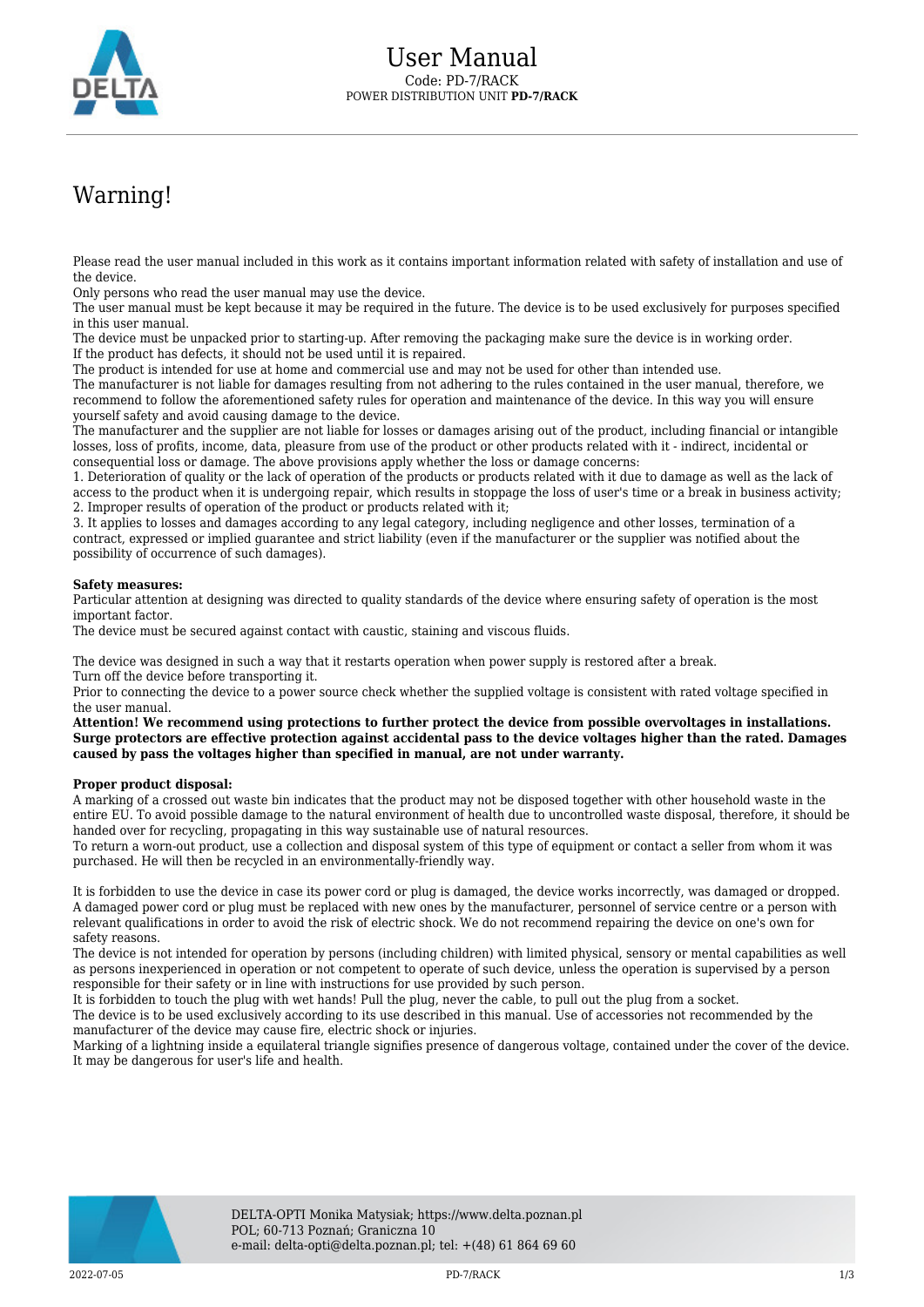# User Manual

Code: PD-7/RACK

POWER DISTRIBUTION UNIT **PD-7/RACK**

## Warning!

Please read the user manual included in this work as it contains important information related with safety of installation and use of the device.
Only persons who read the user manual may use the device.
The user manual must be kept because it may be required in the future. The device is to be used exclusively for purposes specified in this user manual.
The device must be unpacked prior to starting-up. After removing the packaging make sure the device is in working order.
If the product has defects, it should not be used until it is repaired.
The product is intended for use at home and commercial use and may not be used for other than intended use.
The manufacturer is not liable for damages resulting from not adhering to the rules contained in the user manual, therefore, we recommend to follow the aforementioned safety rules for operation and maintenance of the device. In this way you will ensure yourself safety and avoid causing damage to the device.
The manufacturer and the supplier are not liable for losses or damages arising out of the product, including financial or intangible losses, loss of profits, income, data, pleasure from use of the product or other products related with it - indirect, incidental or consequential loss or damage. The above provisions apply whether the loss or damage concerns:
1. Deterioration of quality or the lack of operation of the products or products related with it due to damage as well as the lack of access to the product when it is undergoing repair, which results in stoppage the loss of user's time or a break in business activity;
2. Improper results of operation of the product or products related with it;
3. It applies to losses and damages according to any legal category, including negligence and other losses, termination of a contract, expressed or implied guarantee and strict liability (even if the manufacturer or the supplier was notified about the possibility of occurrence of such damages).

**Safety measures:**
Particular attention at designing was directed to quality standards of the device where ensuring safety of operation is the most important factor.
The device must be secured against contact with caustic, staining and viscous fluids.

The device was designed in such a way that it restarts operation when power supply is restored after a break.
Turn off the device before transporting it.
Prior to connecting the device to a power source check whether the supplied voltage is consistent with rated voltage specified in the user manual.
**Attention! We recommend using protections to further protect the device from possible overvoltages in installations. Surge protectors are effective protection against accidental pass to the device voltages higher than the rated. Damages caused by pass the voltages higher than specified in manual, are not under warranty.**

**Proper product disposal:**
A marking of a crossed out waste bin indicates that the product may not be disposed together with other household waste in the entire EU. To avoid possible damage to the natural environment of health due to uncontrolled waste disposal, therefore, it should be handed over for recycling, propagating in this way sustainable use of natural resources.
To return a worn-out product, use a collection and disposal system of this type of equipment or contact a seller from whom it was purchased. He will then be recycled in an environmentally-friendly way.

It is forbidden to use the device in case its power cord or plug is damaged, the device works incorrectly, was damaged or dropped. A damaged power cord or plug must be replaced with new ones by the manufacturer, personnel of service centre or a person with relevant qualifications in order to avoid the risk of electric shock. We do not recommend repairing the device on one's own for safety reasons.
The device is not intended for operation by persons (including children) with limited physical, sensory or mental capabilities as well as persons inexperienced in operation or not competent to operate of such device, unless the operation is supervised by a person responsible for their safety or in line with instructions for use provided by such person.
It is forbidden to touch the plug with wet hands! Pull the plug, never the cable, to pull out the plug from a socket.
The device is to be used exclusively according to its use described in this manual. Use of accessories not recommended by the manufacturer of the device may cause fire, electric shock or injuries.
Marking of a lightning inside a equilateral triangle signifies presence of dangerous voltage, contained under the cover of the device. It may be dangerous for user's life and health.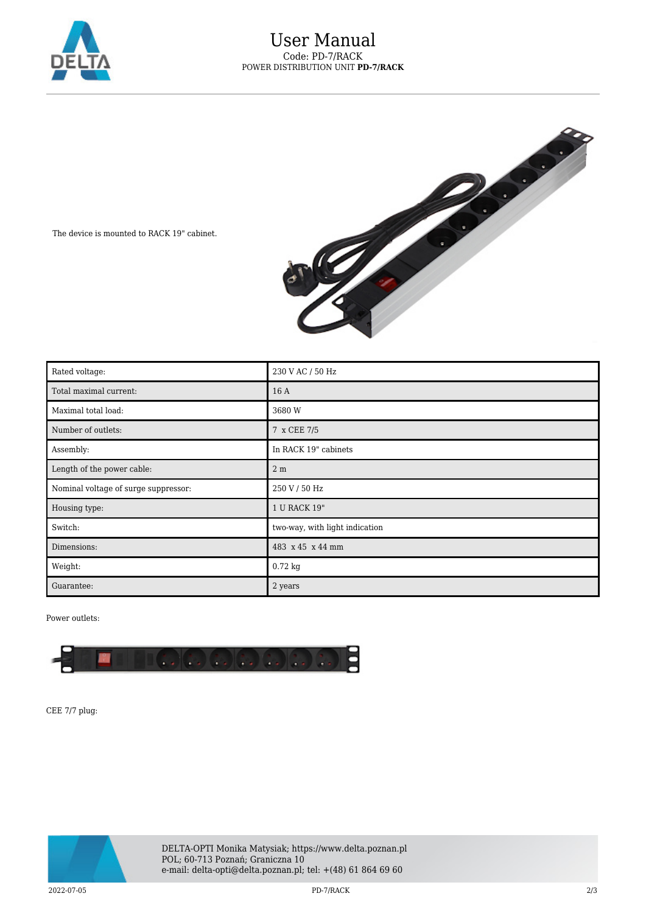The device is mounted to RACK 19" cabinet.

| Rated voltage: | 230 V AC / 50 Hz |
| --- | --- |
| Total maximal current: | 16 A |
| Maximal total load: | 3680 W |
| Number of outlets: | 7 x CEE 7/5 |
| Assembly: | In RACK 19" cabinets |
| Length of the power cable: | 2 m |
| Nominal voltage of surge suppressor: | 250 V / 50 Hz |
| Housing type: | 1 U RACK 19" |
| Switch: | two-way, with light indication |
| Dimensions: | 483 x 45 x 44 mm |
| Weight: | 0.72 kg |
| Guarantee: | 2 years |

Power outlets:

CEE 7/7 plug: